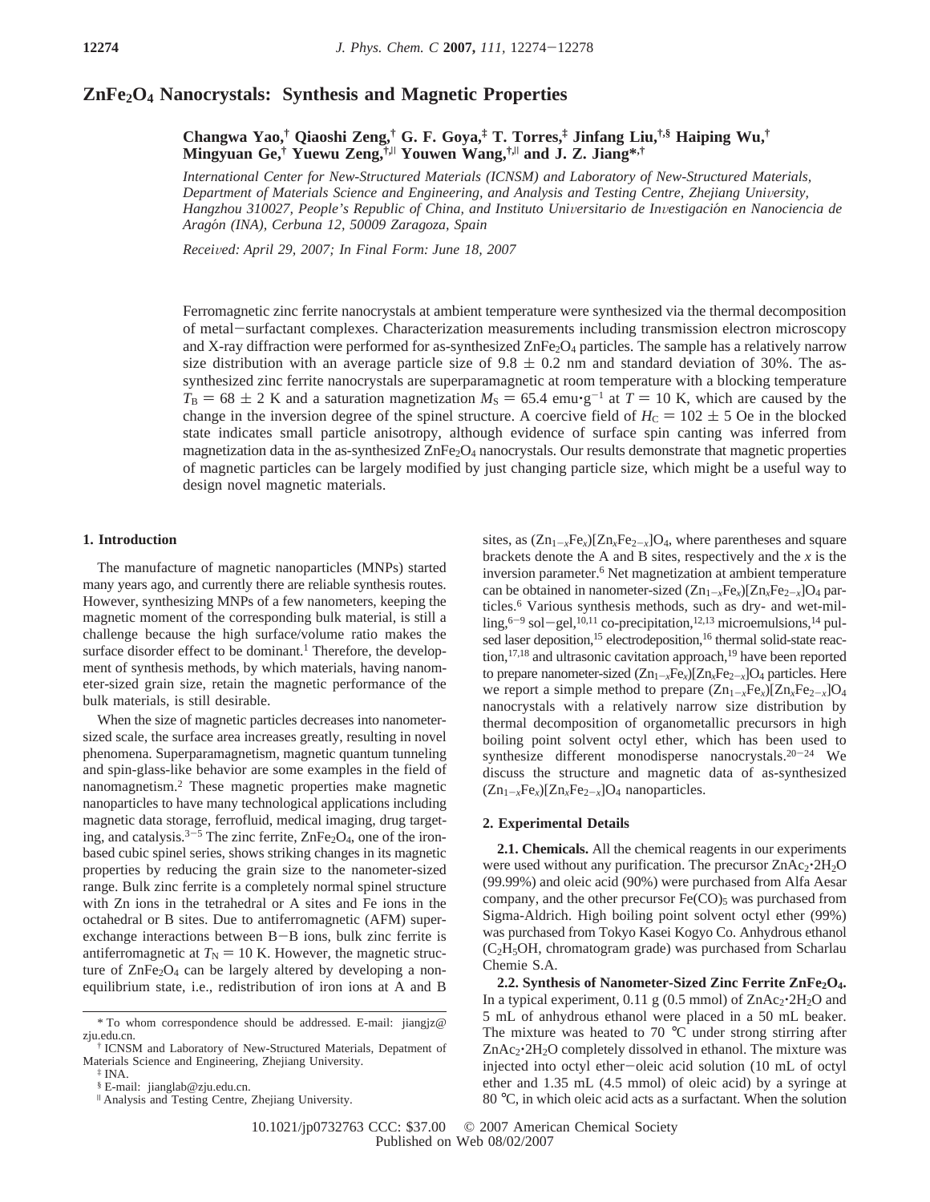# $ZnFe_2O_4$ Nanocrystals: Synthesis and Magnetic Properties

**Changwa Yao,[†] Qiaoshi Zeng,[†] G. F. Goya,[‡] T. Torres,[‡] Jinfang Liu,[†,§] Haiping Wu,[†] Mingyuan Ge,[†] Yuewu Zeng,[†,||] Youwen Wang,[†,||] and J. Z. Jiang*[,†]**

*International Center for New-Structured Materials (ICNSM) and Laboratory of New-Structured Materials, Department of Materials Science and Engineering, and Analysis and Testing Centre, Zhejiang University, Hangzhou 310027, People's Republic of China, and Instituto Universitario de Investigación en Nanociencia de Aragón (INA), Cerbuna 12, 50009 Zaragoza, Spain*

*Received: April 29, 2007; In Final Form: June 18, 2007*

Ferromagnetic zinc ferrite nanocrystals at ambient temperature were synthesized via the thermal decomposition of metal−surfactant complexes. Characterization measurements including transmission electron microscopy and X-ray diffraction were performed for as-synthesized $ZnFe_2O_4$ particles. The sample has a relatively narrow size distribution with an average particle size of 9.8 ± 0.2 nm and standard deviation of 30%. The as-synthesized zinc ferrite nanocrystals are superparamagnetic at room temperature with a blocking temperature $T_B = 68 \pm 2$ K and a saturation magnetization $M_S = 65.4$ emu·g$^{-1}$ at $T = 10$ K, which are caused by the change in the inversion degree of the spinel structure. A coercive field of $H_C = 102 \pm 5$ Oe in the blocked state indicates small particle anisotropy, although evidence of surface spin canting was inferred from magnetization data in the as-synthesized $ZnFe_2O_4$ nanocrystals. Our results demonstrate that magnetic properties of magnetic particles can be largely modified by just changing particle size, which might be a useful way to design novel magnetic materials.

## 1. Introduction

The manufacture of magnetic nanoparticles (MNPs) started many years ago, and currently there are reliable synthesis routes. However, synthesizing MNPs of a few nanometers, keeping the magnetic moment of the corresponding bulk material, is still a challenge because the high surface/volume ratio makes the surface disorder effect to be dominant.[1] Therefore, the development of synthesis methods, by which materials, having nanometer-sized grain size, retain the magnetic performance of the bulk materials, is still desirable.

When the size of magnetic particles decreases into nanometer-sized scale, the surface area increases greatly, resulting in novel phenomena. Superparamagnetism, magnetic quantum tunneling and spin-glass-like behavior are some examples in the field of nanomagnetism.[2] These magnetic properties make magnetic nanoparticles to have many technological applications including magnetic data storage, ferrofluid, medical imaging, drug targeting, and catalysis.[3−5] The zinc ferrite, $ZnFe_2O_4$, one of the iron-based cubic spinel series, shows striking changes in its magnetic properties by reducing the grain size to the nanometer-sized range. Bulk zinc ferrite is a completely normal spinel structure with Zn ions in the tetrahedral or A sites and Fe ions in the octahedral or B sites. Due to antiferromagnetic (AFM) superexchange interactions between B−B ions, bulk zinc ferrite is antiferromagnetic at $T_N = 10$ K. However, the magnetic structure of $ZnFe_2O_4$ can be largely altered by developing a non-equilibrium state, i.e., redistribution of iron ions at A and B sites, as $(Zn_{1-x}Fe_x)[Zn_xFe_{2-x}]O_4$, where parentheses and square brackets denote the A and B sites, respectively and the $x$ is the inversion parameter.[6] Net magnetization at ambient temperature can be obtained in nanometer-sized $(Zn_{1-x}Fe_x)[Zn_xFe_{2-x}]O_4$ particles.[6] Various synthesis methods, such as dry- and wet-milling,[6−9] sol−gel,[10,11] co-precipitation,[12,13] microemulsions,[14] pulsed laser deposition,[15] electrodeposition,[16] thermal solid-state reaction,[17,18] and ultrasonic cavitation approach,[19] have been reported to prepare nanometer-sized $(Zn_{1-x}Fe_x)[Zn_xFe_{2-x}]O_4$ particles. Here we report a simple method to prepare $(Zn_{1-x}Fe_x)[Zn_xFe_{2-x}]O_4$ nanocrystals with a relatively narrow size distribution by thermal decomposition of organometallic precursors in high boiling point solvent octyl ether, which has been used to synthesize different monodisperse nanocrystals.[20−24] We discuss the structure and magnetic data of as-synthesized $(Zn_{1-x}Fe_x)[Zn_xFe_{2-x}]O_4$ nanoparticles.

## 2. Experimental Details

**2.1. Chemicals.** All the chemical reagents in our experiments were used without any purification. The precursor $ZnAc_2·2H_2O$ (99.99%) and oleic acid (90%) were purchased from Alfa Aesar company, and the other precursor $Fe(CO)_5$ was purchased from Sigma-Aldrich. High boiling point solvent octyl ether (99%) was purchased from Tokyo Kasei Kogyo Co. Anhydrous ethanol ($C_2H_5OH$, chromatogram grade) was purchased from Scharlau Chemie S.A.

**2.2. Synthesis of Nanometer-Sized Zinc Ferrite $ZnFe_2O_4$.** In a typical experiment, 0.11 g (0.5 mmol) of $ZnAc_2·2H_2O$ and 5 mL of anhydrous ethanol were placed in a 50 mL beaker. The mixture was heated to 70 °C under strong stirring after $ZnAc_2·2H_2O$ completely dissolved in ethanol. The mixture was injected into octyl ether−oleic acid solution (10 mL of octyl ether and 1.35 mL (4.5 mmol) of oleic acid) by a syringe at 80 °C, in which oleic acid acts as a surfactant. When the solution

\* To whom correspondence should be addressed. E-mail: jiangjz@zju.edu.cn.
† ICNSM and Laboratory of New-Structured Materials, Depatment of Materials Science and Engineering, Zhejiang University.
‡ INA.
§ E-mail: jianglab@zju.edu.cn.
|| Analysis and Testing Centre, Zhejiang University.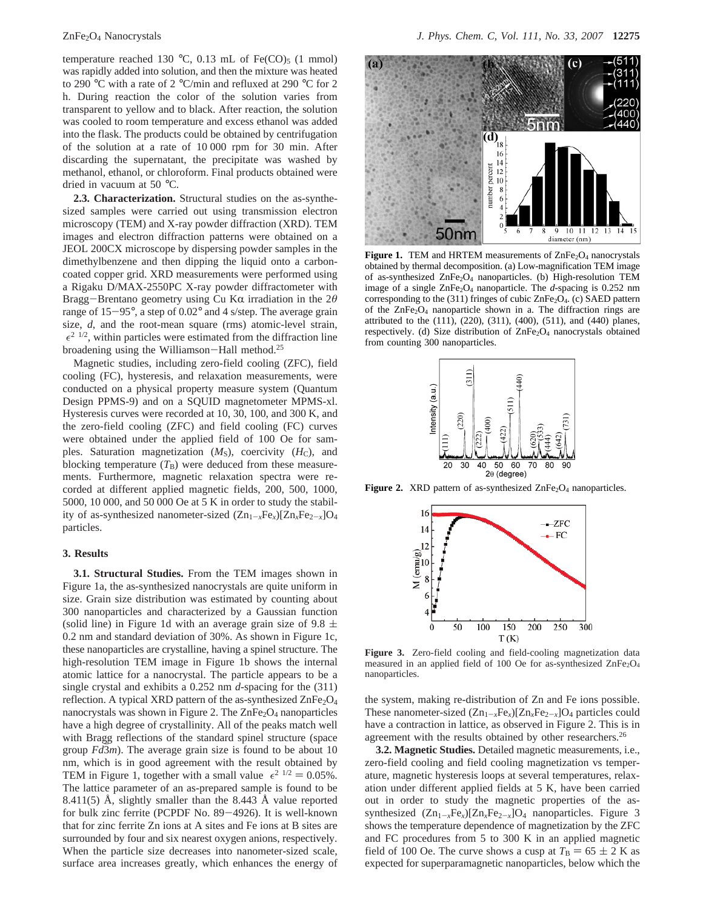temperature reached 130 °C, 0.13 mL of $Fe(CO)_5$ (1 mmol) was rapidly added into solution, and then the mixture was heated to 290 °C with a rate of 2 °C/min and refluxed at 290 °C for 2 h. During reaction the color of the solution varies from transparent to yellow and to black. After reaction, the solution was cooled to room temperature and excess ethanol was added into the flask. The products could be obtained by centrifugation of the solution at a rate of 10 000 rpm for 30 min. After discarding the supernatant, the precipitate was washed by methanol, ethanol, or chloroform. Final products obtained were dried in vacuum at 50 °C.

**2.3. Characterization.** Structural studies on the as-synthesized samples were carried out using transmission electron microscopy (TEM) and X-ray powder diffraction (XRD). TEM images and electron diffraction patterns were obtained on a JEOL 200CX microscope by dispersing powder samples in the dimethylbenzene and then dipping the liquid onto a carbon-coated copper grid. XRD measurements were performed using a Rigaku D/MAX-2550PC X-ray powder diffractometer with Bragg−Brentano geometry using Cu Kα irradiation in the $2\theta$ range of 15−95°, a step of 0.02° and 4 s/step. The average grain size, *d*, and the root-mean square (rms) atomic-level strain, $\langle\epsilon^2\rangle^{1/2}$, within particles were estimated from the diffraction line broadening using the Williamson−Hall method.[25]

Magnetic studies, including zero-field cooling (ZFC), field cooling (FC), hysteresis, and relaxation measurements, were conducted on a physical property measure system (Quantum Design PPMS-9) and on a SQUID magnetometer MPMS-xl. Hysteresis curves were recorded at 10, 30, 100, and 300 K, and the zero-field cooling (ZFC) and field cooling (FC) curves were obtained under the applied field of 100 Oe for samples. Saturation magnetization ($M_S$), coercivity ($H_C$), and blocking temperature ($T_B$) were deduced from these measurements. Furthermore, magnetic relaxation spectra were recorded at different applied magnetic fields, 200, 500, 1000, 5000, 10 000, and 50 000 Oe at 5 K in order to study the stability of as-synthesized nanometer-sized $(Zn_{1-x}Fe_x)[Zn_xFe_{2-x}]O_4$ particles.

## 3. Results

**3.1. Structural Studies.** From the TEM images shown in Figure 1a, the as-synthesized nanocrystals are quite uniform in size. Grain size distribution was estimated by counting about 300 nanoparticles and characterized by a Gaussian function (solid line) in Figure 1d with an average grain size of 9.8 ± 0.2 nm and standard deviation of 30%. As shown in Figure 1c, these nanoparticles are crystalline, having a spinel structure. The high-resolution TEM image in Figure 1b shows the internal atomic lattice for a nanocrystal. The particle appears to be a single crystal and exhibits a 0.252 nm *d*-spacing for the (311) reflection. A typical XRD pattern of the as-synthesized $ZnFe_2O_4$ nanocrystals was shown in Figure 2. The $ZnFe_2O_4$ nanoparticles have a high degree of crystallinity. All of the peaks match well with Bragg reflections of the standard spinel structure (space group $Fd\bar{3}m$). The average grain size is found to be about 10 nm, which is in good agreement with the result obtained by TEM in Figure 1, together with a small value $\langle\epsilon^2\rangle^{1/2} = 0.05\%$. The lattice parameter of an as-prepared sample is found to be 8.411(5) Å, slightly smaller than the 8.443 Å value reported for bulk zinc ferrite (PCPDF No. 89−4926). It is well-known that for zinc ferrite Zn ions at A sites and Fe ions at B sites are surrounded by four and six nearest oxygen anions, respectively. When the particle size decreases into nanometer-sized scale, surface area increases greatly, which enhances the energy of the system, making re-distribution of Zn and Fe ions possible. These nanometer-sized $(Zn_{1-x}Fe_x)[Zn_xFe_{2-x}]O_4$ particles could have a contraction in lattice, as observed in Figure 2. This is in agreement with the results obtained by other researchers.[26]

**Figure 1.** TEM and HRTEM measurements of $ZnFe_2O_4$ nanocrystals obtained by thermal decomposition. (a) Low-magnification TEM image of as-synthesized $ZnFe_2O_4$ nanoparticles. (b) High-resolution TEM image of a single $ZnFe_2O_4$ nanoparticle. The *d*-spacing is 0.252 nm corresponding to the (311) fringes of cubic $ZnFe_2O_4$. (c) SAED pattern of the $ZnFe_2O_4$ nanoparticle shown in a. The diffraction rings are attributed to the (111), (220), (311), (400), (511), and (440) planes, respectively. (d) Size distribution of $ZnFe_2O_4$ nanocrystals obtained from counting 300 nanoparticles.

**Figure 2.** XRD pattern of as-synthesized $ZnFe_2O_4$ nanoparticles.

**Figure 3.** Zero-field cooling and field-cooling magnetization data measured in an applied field of 100 Oe for as-synthesized $ZnFe_2O_4$ nanoparticles.

**3.2. Magnetic Studies.** Detailed magnetic measurements, i.e., zero-field cooling and field cooling magnetization vs temperature, magnetic hysteresis loops at several temperatures, relaxation under different applied fields at 5 K, have been carried out in order to study the magnetic properties of the as-synthesized $(Zn_{1-x}Fe_x)[Zn_xFe_{2-x}]O_4$ nanoparticles. Figure 3 shows the temperature dependence of magnetization by the ZFC and FC procedures from 5 to 300 K in an applied magnetic field of 100 Oe. The curve shows a cusp at $T_B = 65 \pm 2$ K as expected for superparamagnetic nanoparticles, below which the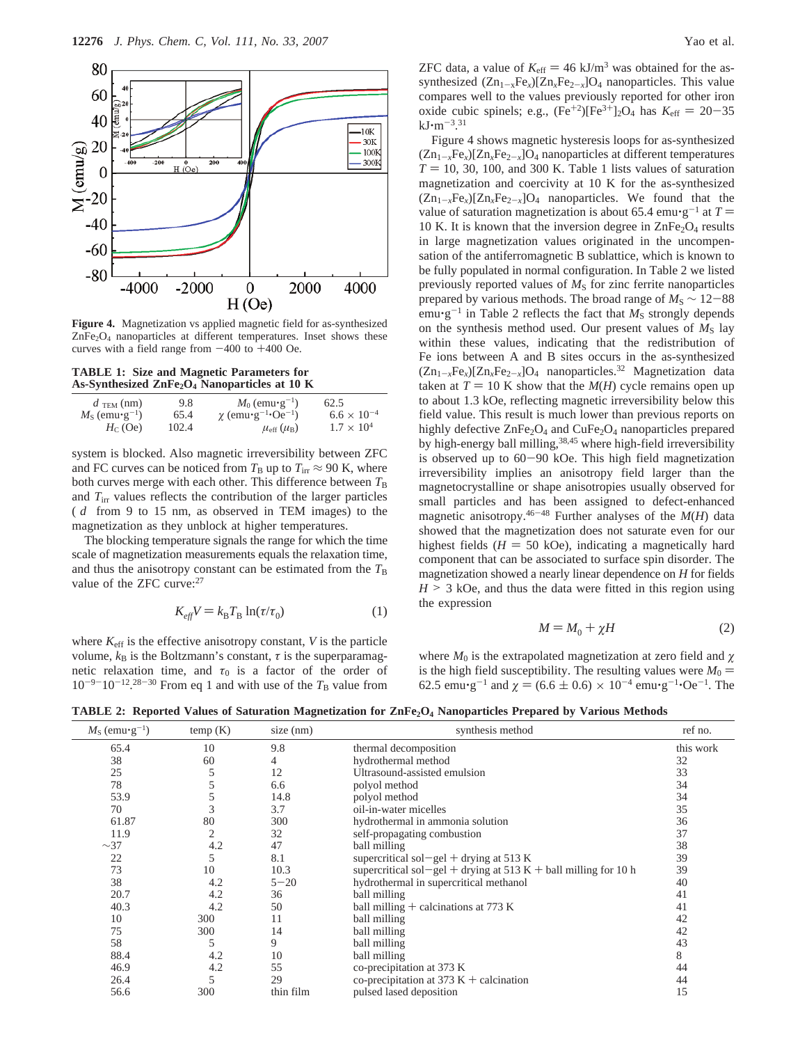Figure 4. Magnetization vs applied magnetic field for as-synthesized $ZnFe_2O_4$ nanoparticles at different temperatures. Inset shows these curves with a field range from −400 to +400 Oe.

**TABLE 1: Size and Magnetic Parameters for As-Synthesized $ZnFe_2O_4$ Nanoparticles at 10 K**

| | | | |
|---|---|---|---|
| $d_{TEM}$ (nm) | 9.8 | $M_0$ (emu·g$^{-1}$) | 62.5 |
| $M_S$ (emu·g$^{-1}$) | 65.4 | $\chi$ (emu·g$^{-1}$·Oe$^{-1}$) | $6.6 \times 10^{-4}$ |
| $H_C$ (Oe) | 102.4 | $\mu_{eff}$ ($\mu_B$) | $1.7 \times 10^4$ |

system is blocked. Also magnetic irreversibility between ZFC and FC curves can be noticed from $T_B$ up to $T_{irr} \approx 90$ K, where both curves merge with each other. This difference between $T_B$ and $T_{irr}$ values reflects the contribution of the larger particles ($d$ from 9 to 15 nm, as observed in TEM images) to the magnetization as they unblock at higher temperatures.

The blocking temperature signals the range for which the time scale of magnetization measurements equals the relaxation time, and thus the anisotropy constant can be estimated from the $T_B$ value of the ZFC curve:[27]

$$K_{eff}V = k_B T_B \ln(\tau/\tau_0) \tag{1}$$

where $K_{eff}$ is the effective anisotropy constant, $V$ is the particle volume, $k_B$ is the Boltzmann's constant, $\tau$ is the superparamagnetic relaxation time, and $\tau_0$ is a factor of the order of $10^{-9}$–$10^{-12}$.[28–30] From eq 1 and with use of the $T_B$ value from ZFC data, a value of $K_{eff} = 46$ kJ/m$^3$ was obtained for the as-synthesized $(Zn_{1-x}Fe_x)[Zn_xFe_{2-x}]O_4$ nanoparticles. This value compares well to the values previously reported for other iron oxide cubic spinels; e.g., $(Fe^{+2})[Fe^{3+}]_2O_4$ has $K_{eff} = 20$–$35$ kJ·m$^{-3}$.[31]

Figure 4 shows magnetic hysteresis loops for as-synthesized $(Zn_{1-x}Fe_x)[Zn_xFe_{2-x}]O_4$ nanoparticles at different temperatures $T = 10$, 30, 100, and 300 K. Table 1 lists values of saturation magnetization and coercivity at 10 K for the as-synthesized $(Zn_{1-x}Fe_x)[Zn_xFe_{2-x}]O_4$ nanoparticles. We found that the value of saturation magnetization is about 65.4 emu·g$^{-1}$ at $T = 10$ K. It is known that the inversion degree in $ZnFe_2O_4$ results in large magnetization values originated in the uncompensation of the antiferromagnetic B sublattice, which is known to be fully populated in normal configuration. In Table 2 we listed previously reported values of $M_S$ for zinc ferrite nanoparticles prepared by various methods. The broad range of $M_S \sim 12$–$88$ emu·g$^{-1}$ in Table 2 reflects the fact that $M_S$ strongly depends on the synthesis method used. Our present values of $M_S$ lay within these values, indicating that the redistribution of Fe ions between A and B sites occurs in the as-synthesized $(Zn_{1-x}Fe_x)[Zn_xFe_{2-x}]O_4$ nanoparticles.[32] Magnetization data taken at $T = 10$ K show that the $M(H)$ cycle remains open up to about 1.3 kOe, reflecting magnetic irreversibility below this field value. This result is much lower than previous reports on highly defective $ZnFe_2O_4$ and $CuFe_2O_4$ nanoparticles prepared by high-energy ball milling,[38,45] where high-field irreversibility is observed up to 60–90 kOe. This high field magnetization irreversibility implies an anisotropy field larger than the magnetocrystalline or shape anisotropies usually observed for small particles and has been assigned to defect-enhanced magnetic anisotropy.[46–48] Further analyses of the $M(H)$ data showed that the magnetization does not saturate even for our highest fields ($H = 50$ kOe), indicating a magnetically hard component that can be associated to surface spin disorder. The magnetization showed a nearly linear dependence on $H$ for fields $H > 3$ kOe, and thus the data were fitted in this region using the expression

$$M = M_0 + \chi H \tag{2}$$

where $M_0$ is the extrapolated magnetization at zero field and $\chi$ is the high field susceptibility. The resulting values were $M_0 = 62.5$ emu·g$^{-1}$ and $\chi = (6.6 \pm 0.6) \times 10^{-4}$ emu·g$^{-1}$·Oe$^{-1}$. The

**TABLE 2: Reported Values of Saturation Magnetization for $ZnFe_2O_4$ Nanoparticles Prepared by Various Methods**

| $M_S$ (emu·g$^{-1}$) | temp (K) | size (nm) | synthesis method | ref no. |
|---|---|---|---|---|
| 65.4 | 10 | 9.8 | thermal decomposition | this work |
| 38 | 60 | 4 | hydrothermal method | 32 |
| 25 | 5 | 12 | Ultrasound-assisted emulsion | 33 |
| 78 | 5 | 6.6 | polyol method | 34 |
| 53.9 | 5 | 14.8 | polyol method | 34 |
| 70 | 3 | 3.7 | oil-in-water micelles | 35 |
| 61.87 | 80 | 300 | hydrothermal in ammonia solution | 36 |
| 11.9 | 2 | 32 | self-propagating combustion | 37 |
| ~37 | 4.2 | 47 | ball milling | 38 |
| 22 | 5 | 8.1 | supercritical sol−gel + drying at 513 K | 39 |
| 73 | 10 | 10.3 | supercritical sol−gel + drying at 513 K + ball milling for 10 h | 39 |
| 38 | 4.2 | 5−20 | hydrothermal in supercritical methanol | 40 |
| 20.7 | 4.2 | 36 | ball milling | 41 |
| 40.3 | 4.2 | 50 | ball milling + calcinations at 773 K | 41 |
| 10 | 300 | 11 | ball milling | 42 |
| 75 | 300 | 14 | ball milling | 42 |
| 58 | 5 | 9 | ball milling | 43 |
| 88.4 | 4.2 | 10 | ball milling | 8 |
| 46.9 | 4.2 | 55 | co-precipitation at 373 K | 44 |
| 26.4 | 5 | 29 | co-precipitation at 373 K + calcination | 44 |
| 56.6 | 300 | thin film | pulsed lased deposition | 15 |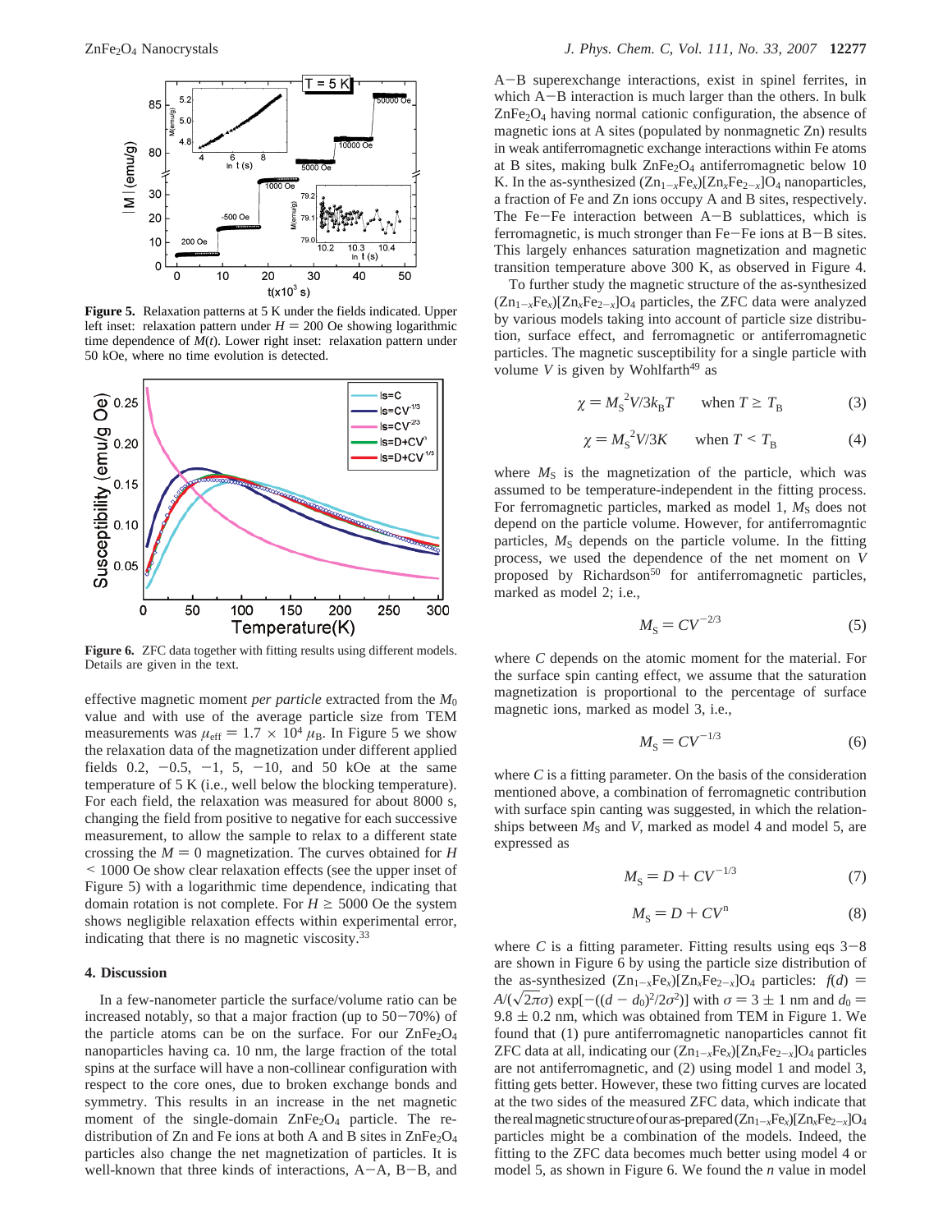**Figure 5.** Relaxation patterns at 5 K under the fields indicated. Upper left inset: relaxation pattern under $H = 200$ Oe showing logarithmic time dependence of $M(t)$. Lower right inset: relaxation pattern under 50 kOe, where no time evolution is detected.

**Figure 6.** ZFC data together with fitting results using different models. Details are given in the text.

effective magnetic moment *per particle* extracted from the $M_0$ value and with use of the average particle size from TEM measurements was $\mu_{eff} = 1.7 \times 10^4\ \mu_B$. In Figure 5 we show the relaxation data of the magnetization under different applied fields 0.2, −0.5, −1, 5, −10, and 50 kOe at the same temperature of 5 K (i.e., well below the blocking temperature). For each field, the relaxation was measured for about 8000 s, changing the field from positive to negative for each successive measurement, to allow the sample to relax to a different state crossing the $M = 0$ magnetization. The curves obtained for $H < 1000$ Oe show clear relaxation effects (see the upper inset of Figure 5) with a logarithmic time dependence, indicating that domain rotation is not complete. For $H \geq 5000$ Oe the system shows negligible relaxation effects within experimental error, indicating that there is no magnetic viscosity.[33]

## 4. Discussion

In a few-nanometer particle the surface/volume ratio can be increased notably, so that a major fraction (up to 50−70%) of the particle atoms can be on the surface. For our $ZnFe_2O_4$ nanoparticles having ca. 10 nm, the large fraction of the total spins at the surface will have a non-collinear configuration with respect to the core ones, due to broken exchange bonds and symmetry. This results in an increase in the net magnetic moment of the single-domain $ZnFe_2O_4$ particle. The redistribution of Zn and Fe ions at both A and B sites in $ZnFe_2O_4$ particles also change the net magnetization of particles. It is well-known that three kinds of interactions, A−A, B−B, and A−B superexchange interactions, exist in spinel ferrites, in which A−B interaction is much larger than the others. In bulk $ZnFe_2O_4$ having normal cationic configuration, the absence of magnetic ions at A sites (populated by nonmagnetic Zn) results in weak antiferromagnetic exchange interactions within Fe atoms at B sites, making bulk $ZnFe_2O_4$ antiferromagnetic below 10 K. In the as-synthesized $(Zn_{1-x}Fe_x)[Zn_xFe_{2-x}]O_4$ nanoparticles, a fraction of Fe and Zn ions occupy A and B sites, respectively. The Fe−Fe interaction between A−B sublattices, which is ferromagnetic, is much stronger than Fe−Fe ions at B−B sites. This largely enhances saturation magnetization and magnetic transition temperature above 300 K, as observed in Figure 4.

To further study the magnetic structure of the as-synthesized $(Zn_{1-x}Fe_x)[Zn_xFe_{2-x}]O_4$ particles, the ZFC data were analyzed by various models taking into account of particle size distribution, surface effect, and ferromagnetic or antiferromagnetic particles. The magnetic susceptibility for a single particle with volume $V$ is given by Wohlfarth[49] as

$$\chi = M_S^2 V/3k_BT \qquad \text{when } T \geq T_B \tag{3}$$

$$\chi = M_S^2 V/3K \qquad \text{when } T < T_B \tag{4}$$

where $M_S$ is the magnetization of the particle, which was assumed to be temperature-independent in the fitting process. For ferromagnetic particles, marked as model 1, $M_S$ does not depend on the particle volume. However, for antiferromagntic particles, $M_S$ depends on the particle volume. In the fitting process, we used the dependence of the net moment on $V$ proposed by Richardson[50] for antiferromagnetic particles, marked as model 2; i.e.,

$$M_S = CV^{-2/3} \tag{5}$$

where $C$ depends on the atomic moment for the material. For the surface spin canting effect, we assume that the saturation magnetization is proportional to the percentage of surface magnetic ions, marked as model 3, i.e.,

$$M_S = CV^{-1/3} \tag{6}$$

where $C$ is a fitting parameter. On the basis of the consideration mentioned above, a combination of ferromagnetic contribution with surface spin canting was suggested, in which the relationships between $M_S$ and $V$, marked as model 4 and model 5, are expressed as

$$M_S = D + CV^{-1/3} \tag{7}$$

$$M_S = D + CV^{n} \tag{8}$$

where $C$ is a fitting parameter. Fitting results using eqs 3−8 are shown in Figure 6 by using the particle size distribution of the as-synthesized $(Zn_{1-x}Fe_x)[Zn_xFe_{2-x}]O_4$ particles: $f(d) = A/(\sqrt{2\pi}\sigma)\exp[-((d - d_0)^2/2\sigma^2)]$ with $\sigma = 3 \pm 1$ nm and $d_0 = 9.8 \pm 0.2$ nm, which was obtained from TEM in Figure 1. We found that (1) pure antiferromagnetic nanoparticles cannot fit ZFC data at all, indicating our $(Zn_{1-x}Fe_x)[Zn_xFe_{2-x}]O_4$ particles are not antiferromagnetic, and (2) using model 1 and model 3, fitting gets better. However, these two fitting curves are located at the two sides of the measured ZFC data, which indicate that the real magnetic structure of our as-prepared $(Zn_{1-x}Fe_x)[Zn_xFe_{2-x}]O_4$ particles might be a combination of the models. Indeed, the fitting to the ZFC data becomes much better using model 4 or model 5, as shown in Figure 6. We found the $n$ value in model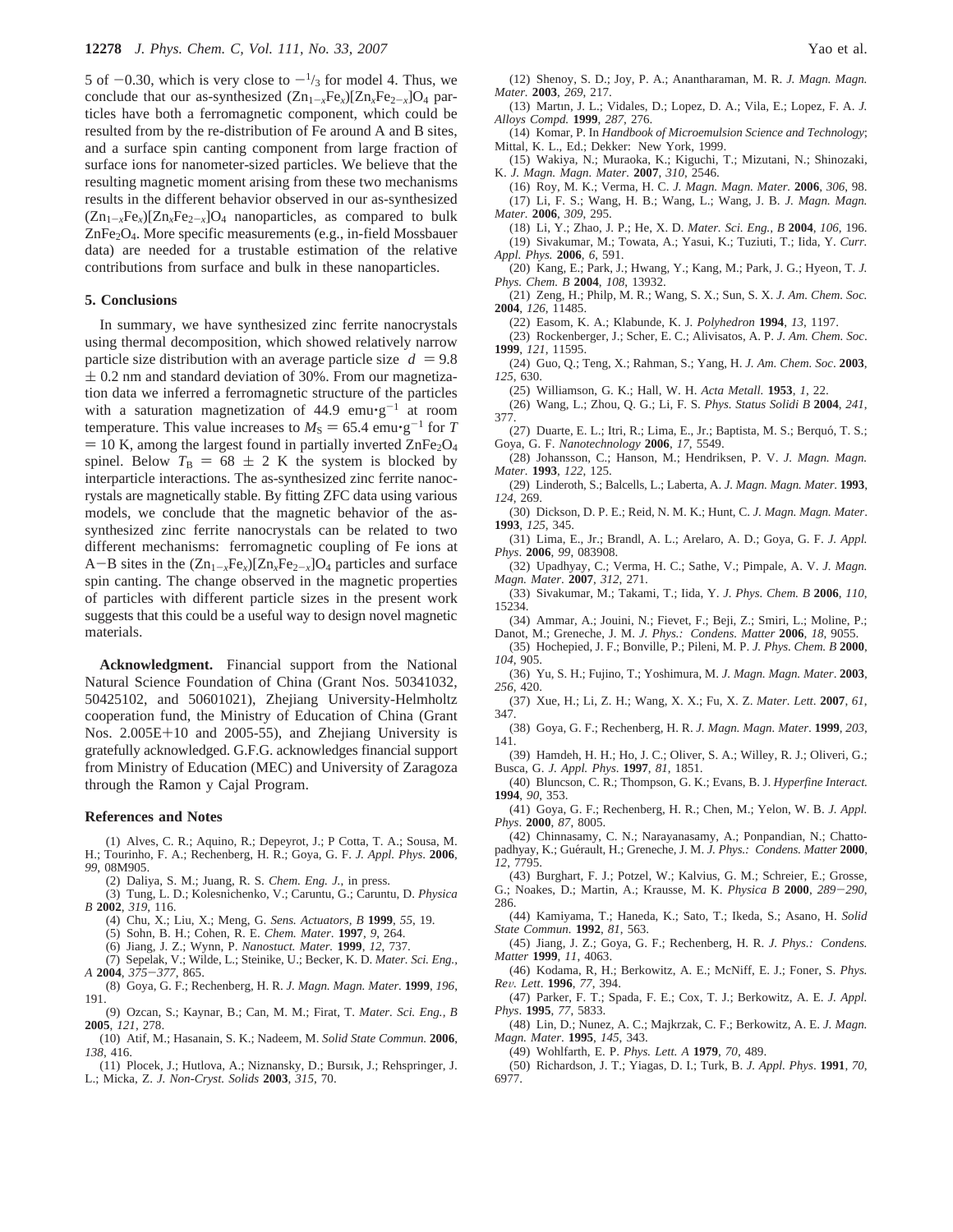5 of −0.30, which is very close to $-^1/_3$ for model 4. Thus, we conclude that our as-synthesized $(Zn_{1-x}Fe_x)[Zn_xFe_{2-x}]O_4$ particles have both a ferromagnetic component, which could be resulted from by the re-distribution of Fe around A and B sites, and a surface spin canting component from large fraction of surface ions for nanometer-sized particles. We believe that the resulting magnetic moment arising from these two mechanisms results in the different behavior observed in our as-synthesized $(Zn_{1-x}Fe_x)[Zn_xFe_{2-x}]O_4$ nanoparticles, as compared to bulk $ZnFe_2O_4$. More specific measurements (e.g., in-field Mossbauer data) are needed for a trustable estimation of the relative contributions from surface and bulk in these nanoparticles.

## 5. Conclusions

In summary, we have synthesized zinc ferrite nanocrystals using thermal decomposition, which showed relatively narrow particle size distribution with an average particle size $\langle d \rangle = 9.8 \pm 0.2$ nm and standard deviation of 30%. From our magnetization data we inferred a ferromagnetic structure of the particles with a saturation magnetization of 44.9 emu·g$^{-1}$ at room temperature. This value increases to $M_S = 65.4$ emu·g$^{-1}$ for $T = 10$ K, among the largest found in partially inverted $ZnFe_2O_4$ spinel. Below $T_B = 68 \pm 2$ K the system is blocked by interparticle interactions. The as-synthesized zinc ferrite nanocrystals are magnetically stable. By fitting ZFC data using various models, we conclude that the magnetic behavior of the as-synthesized zinc ferrite nanocrystals can be related to two different mechanisms: ferromagnetic coupling of Fe ions at A−B sites in the $(Zn_{1-x}Fe_x)[Zn_xFe_{2-x}]O_4$ particles and surface spin canting. The change observed in the magnetic properties of particles with different particle sizes in the present work suggests that this could be a useful way to design novel magnetic materials.

**Acknowledgment.** Financial support from the National Natural Science Foundation of China (Grant Nos. 50341032, 50425102, and 50601021), Zhejiang University-Helmholtz cooperation fund, the Ministry of Education of China (Grant Nos. 2.005E+10 and 2005-55), and Zhejiang University is gratefully acknowledged. G.F.G. acknowledges financial support from Ministry of Education (MEC) and University of Zaragoza through the Ramon y Cajal Program.

### References and Notes

(1) Alves, C. R.; Aquino, R.; Depeyrot, J.; P Cotta, T. A.; Sousa, M. H.; Tourinho, F. A.; Rechenberg, H. R.; Goya, G. F. *J. Appl. Phys.* **2006**, *99*, 08M905.

(2) Daliya, S. M.; Juang, R. S. *Chem. Eng. J.*, in press.

(3) Tung, L. D.; Kolesnichenko, V.; Caruntu, G.; Caruntu, D. *Physica B* **2002**, *319*, 116.

(4) Chu, X.; Liu, X.; Meng, G. *Sens. Actuators, B* **1999**, *55*, 19.

(5) Sohn, B. H.; Cohen, R. E. *Chem. Mater.* **1997**, *9*, 264.

(6) Jiang, J. Z.; Wynn, P. *Nanostuct. Mater.* **1999**, *12*, 737.

(7) Sepelak, V.; Wilde, L.; Steinike, U.; Becker, K. D. *Mater. Sci. Eng., A* **2004**, *375−377*, 865.

(8) Goya, G. F.; Rechenberg, H. R. *J. Magn. Magn. Mater.* **1999**, *196*, 191.

(9) Ozcan, S.; Kaynar, B.; Can, M. M.; Firat, T. *Mater. Sci. Eng., B* **2005**, *121*, 278.

(10) Atif, M.; Hasanain, S. K.; Nadeem, M. *Solid State Commun.* **2006**, *138*, 416.

(11) Plocek, J.; Hutlova, A.; Niznansky, D.; Bursık, J.; Rehspringer, J. L.; Micka, Z. *J. Non-Cryst. Solids* **2003**, *315*, 70.

(12) Shenoy, S. D.; Joy, P. A.; Anantharaman, M. R. *J. Magn. Magn. Mater.* **2003**, *269*, 217.

(13) Martın, J. L.; Vidales, D.; Lopez, D. A.; Vila, E.; Lopez, F. A. *J. Alloys Compd.* **1999**, *287*, 276.

(14) Komar, P. In *Handbook of Microemulsion Science and Technology*; Mittal, K. L., Ed.; Dekker: New York, 1999.

(15) Wakiya, N.; Muraoka, K.; Kiguchi, T.; Mizutani, N.; Shinozaki, K. *J. Magn. Magn. Mater.* **2007**, *310*, 2546.

(16) Roy, M. K.; Verma, H. C. *J. Magn. Magn. Mater.* **2006**, *306*, 98.

(17) Li, F. S.; Wang, H. B.; Wang, L.; Wang, J. B. *J. Magn. Magn. Mater.* **2006**, *309*, 295.

(18) Li, Y.; Zhao, J. P.; He, X. D. *Mater. Sci. Eng., B* **2004**, *106*, 196.

(19) Sivakumar, M.; Towata, A.; Yasui, K.; Tuziuti, T.; Iida, Y. *Curr. Appl. Phys.* **2006**, *6*, 591.

(20) Kang, E.; Park, J.; Hwang, Y.; Kang, M.; Park, J. G.; Hyeon, T. *J. Phys. Chem. B* **2004**, *108*, 13932.

(21) Zeng, H.; Philp, M. R.; Wang, S. X.; Sun, S. X. *J. Am. Chem. Soc.* **2004**, *126*, 11485.

(22) Easom, K. A.; Klabunde, K. J. *Polyhedron* **1994**, *13*, 1197.

(23) Rockenberger, J.; Scher, E. C.; Alivisatos, A. P. *J. Am. Chem. Soc.* **1999**, *121*, 11595.

(24) Guo, Q.; Teng, X.; Rahman, S.; Yang, H. *J. Am. Chem. Soc.* **2003**, *125*, 630.

(25) Williamson, G. K.; Hall, W. H. *Acta Metall.* **1953**, *1*, 22.

(26) Wang, L.; Zhou, Q. G.; Li, F. S. *Phys. Status Solidi B* **2004**, *241*, 377.

(27) Duarte, E. L.; Itri, R.; Lima, E., Jr.; Baptista, M. S.; Berquó, T. S.; Goya, G. F. *Nanotechnology* **2006**, *17*, 5549.

(28) Johansson, C.; Hanson, M.; Hendriksen, P. V. *J. Magn. Magn. Mater.* **1993**, *122*, 125.

(29) Linderoth, S.; Balcells, L.; Laberta, A. *J. Magn. Magn. Mater.* **1993**, *124*, 269.

(30) Dickson, D. P. E.; Reid, N. M. K.; Hunt, C. *J. Magn. Magn. Mater.* **1993**, *125*, 345.

(31) Lima, E., Jr.; Brandl, A. L.; Arelaro, A. D.; Goya, G. F. *J. Appl. Phys.* **2006**, *99*, 083908.

(32) Upadhyay, C.; Verma, H. C.; Sathe, V.; Pimpale, A. V. *J. Magn. Magn. Mater.* **2007**, *312*, 271.

(33) Sivakumar, M.; Takami, T.; Iida, Y. *J. Phys. Chem. B* **2006**, *110*, 15234.

(34) Ammar, A.; Jouini, N.; Fievet, F.; Beji, Z.; Smiri, L.; Moline, P.; Danot, M.; Greneche, J. M. *J. Phys.: Condens. Matter* **2006**, *18*, 9055.

(35) Hochepied, J. F.; Bonville, P.; Pileni, M. P. *J. Phys. Chem. B* **2000**, *104*, 905.

(36) Yu, S. H.; Fujino, T.; Yoshimura, M. *J. Magn. Magn. Mater.* **2003**, *256*, 420.

(37) Xue, H.; Li, Z. H.; Wang, X. X.; Fu, X. Z. *Mater. Lett.* **2007**, *61*, 347.

(38) Goya, G. F.; Rechenberg, H. R. *J. Magn. Magn. Mater.* **1999**, *203*, 141.

(39) Hamdeh, H. H.; Ho, J. C.; Oliver, S. A.; Willey, R. J.; Oliveri, G.; Busca, G. *J. Appl. Phys.* **1997**, *81*, 1851.

(40) Bluncson, C. R.; Thompson, G. K.; Evans, B. J. *Hyperfine Interact.* **1994**, *90*, 353.

(41) Goya, G. F.; Rechenberg, H. R.; Chen, M.; Yelon, W. B. *J. Appl. Phys.* **2000**, *87*, 8005.

(42) Chinnasamy, C. N.; Narayanasamy, A.; Ponpandian, N.; Chattopadhyay, K.; Guérault, H.; Greneche, J. M. *J. Phys.: Condens. Matter* **2000**, *12*, 7795.

(43) Burghart, F. J.; Potzel, W.; Kalvius, G. M.; Schreier, E.; Grosse, G.; Noakes, D.; Martin, A.; Krausse, M. K. *Physica B* **2000**, *289−290*, 286.

(44) Kamiyama, T.; Haneda, K.; Sato, T.; Ikeda, S.; Asano, H. *Solid State Commun.* **1992**, *81*, 563.

(45) Jiang, J. Z.; Goya, G. F.; Rechenberg, H. R. *J. Phys.: Condens. Matter* **1999**, *11*, 4063.

(46) Kodama, R, H.; Berkowitz, A. E.; McNiff, E. J.; Foner, S. *Phys. Rev. Lett.* **1996**, *77*, 394.

(47) Parker, F. T.; Spada, F. E.; Cox, T. J.; Berkowitz, A. E. *J. Appl. Phys.* **1995**, *77*, 5833.

(48) Lin, D.; Nunez, A. C.; Majkrzak, C. F.; Berkowitz, A. E. *J. Magn. Magn. Mater.* **1995**, *145*, 343.

(49) Wohlfarth, E. P. *Phys. Lett. A* **1979**, *70*, 489.

(50) Richardson, J. T.; Yiagas, D. I.; Turk, B. *J. Appl. Phys.* **1991**, *70*, 6977.